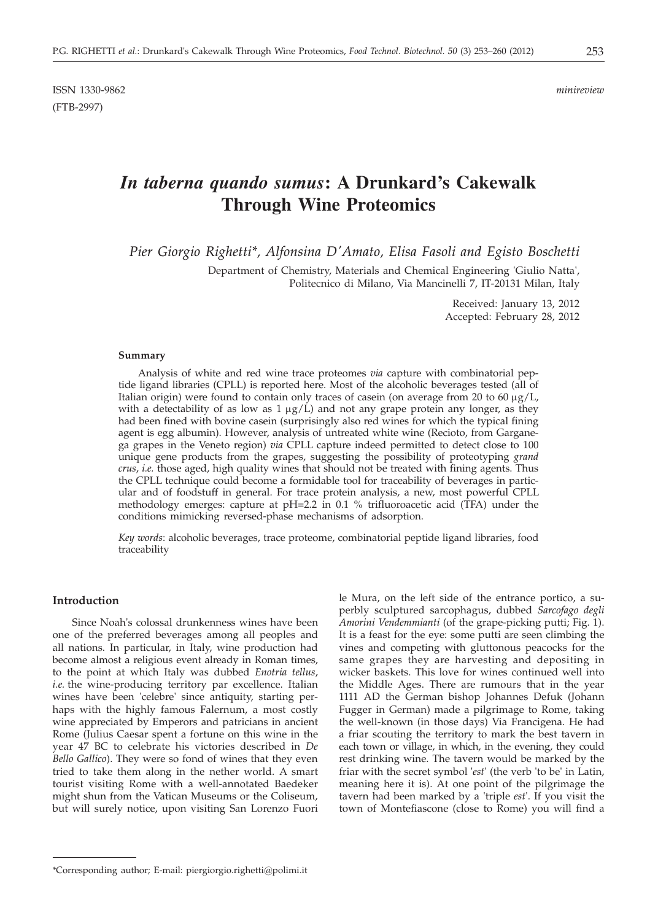ISSN 1330-9862 *minireview*
(FTB-2997)

# *In taberna quando sumus*: A Drunkard's Cakewalk Through Wine Proteomics

*Pier Giorgio Righetti\*, Alfonsina D'Amato, Elisa Fasoli and Egisto Boschetti*

Department of Chemistry, Materials and Chemical Engineering 'Giulio Natta', Politecnico di Milano, Via Mancinelli 7, IT-20131 Milan, Italy

Received: January 13, 2012
Accepted: February 28, 2012

#### Summary

Analysis of white and red wine trace proteomes *via* capture with combinatorial peptide ligand libraries (CPLL) is reported here. Most of the alcoholic beverages tested (all of Italian origin) were found to contain only traces of casein (on average from 20 to 60 μg/L, with a detectability of as low as 1 μg/L) and not any grape protein any longer, as they had been fined with bovine casein (surprisingly also red wines for which the typical fining agent is egg albumin). However, analysis of untreated white wine (Recioto, from Garganega grapes in the Veneto region) *via* CPLL capture indeed permitted to detect close to 100 unique gene products from the grapes, suggesting the possibility of proteotyping *grand crus*, *i.e.* those aged, high quality wines that should not be treated with fining agents. Thus the CPLL technique could become a formidable tool for traceability of beverages in particular and of foodstuff in general. For trace protein analysis, a new, most powerful CPLL methodology emerges: capture at pH=2.2 in 0.1 % trifluoroacetic acid (TFA) under the conditions mimicking reversed-phase mechanisms of adsorption.

*Key words*: alcoholic beverages, trace proteome, combinatorial peptide ligand libraries, food traceability

## Introduction

Since Noah's colossal drunkenness wines have been one of the preferred beverages among all peoples and all nations. In particular, in Italy, wine production had become almost a religious event already in Roman times, to the point at which Italy was dubbed *Enotria tellus*, *i.e.* the wine-producing territory par excellence. Italian wines have been 'celebre' since antiquity, starting perhaps with the highly famous Falernum, a most costly wine appreciated by Emperors and patricians in ancient Rome (Julius Caesar spent a fortune on this wine in the year 47 BC to celebrate his victories described in *De Bello Gallico*). They were so fond of wines that they even tried to take them along in the nether world. A smart tourist visiting Rome with a well-annotated Baedeker might shun from the Vatican Museums or the Coliseum, but will surely notice, upon visiting San Lorenzo Fuori le Mura, on the left side of the entrance portico, a superbly sculptured sarcophagus, dubbed *Sarcofago degli Amorini Vendemmianti* (of the grape-picking putti; Fig. 1). It is a feast for the eye: some putti are seen climbing the vines and competing with gluttonous peacocks for the same grapes they are harvesting and depositing in wicker baskets. This love for wines continued well into the Middle Ages. There are rumours that in the year 1111 AD the German bishop Johannes Defuk (Johann Fugger in German) made a pilgrimage to Rome, taking the well-known (in those days) Via Francigena. He had a friar scouting the territory to mark the best tavern in each town or village, in which, in the evening, they could rest drinking wine. The tavern would be marked by the friar with the secret symbol '*est*' (the verb 'to be' in Latin, meaning here it is). At one point of the pilgrimage the tavern had been marked by a 'triple *est*'. If you visit the town of Montefiascone (close to Rome) you will find a

\*Corresponding author; E-mail: piergiorgio.righetti@polimi.it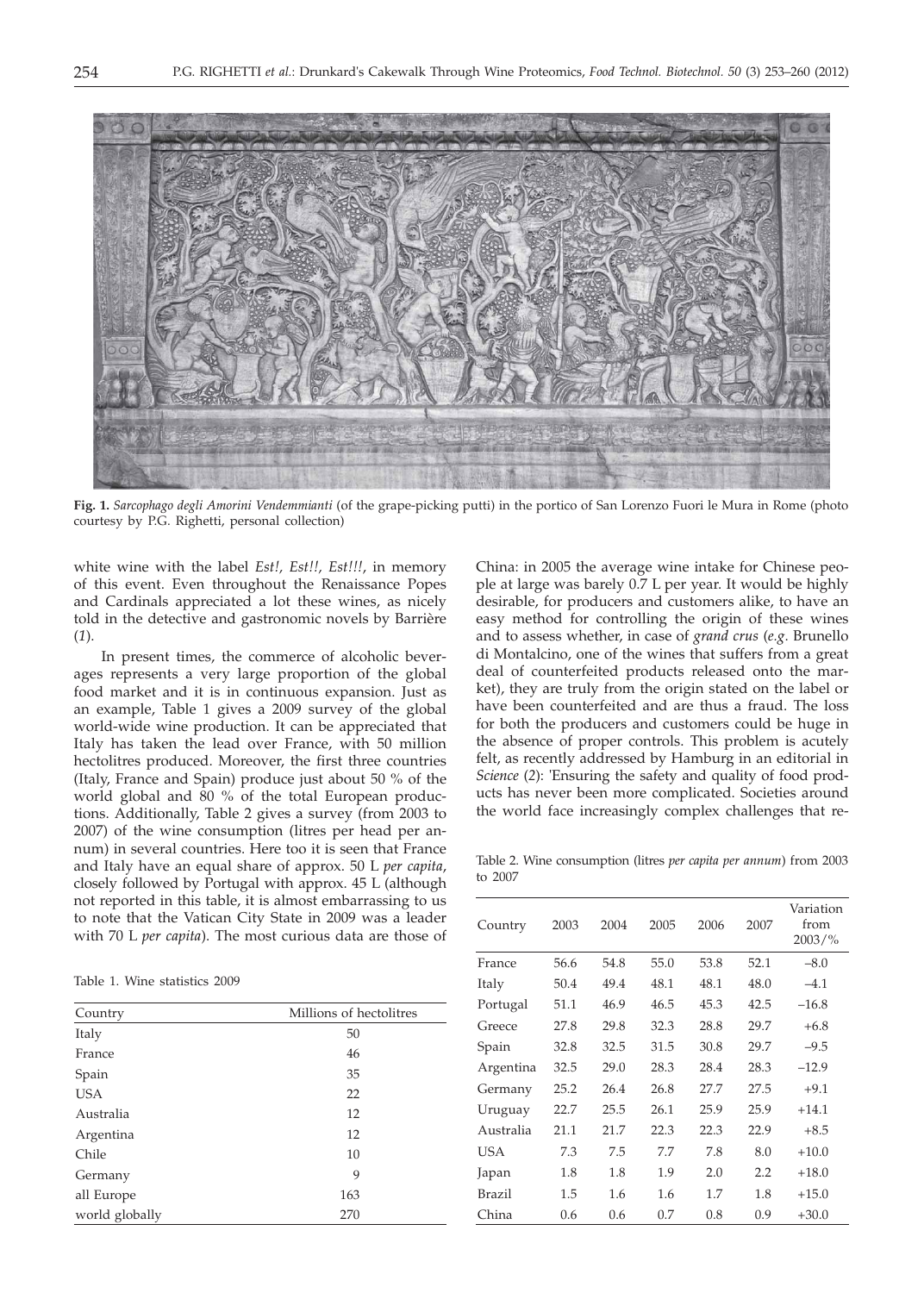**Fig. 1.** *Sarcophago degli Amorini Vendemmianti* (of the grape-picking putti) in the portico of San Lorenzo Fuori le Mura in Rome (photo courtesy by P.G. Righetti, personal collection)

white wine with the label *Est!, Est!!, Est!!!*, in memory of this event. Even throughout the Renaissance Popes and Cardinals appreciated a lot these wines, as nicely told in the detective and gastronomic novels by Barrière (*1*).

In present times, the commerce of alcoholic beverages represents a very large proportion of the global food market and it is in continuous expansion. Just as an example, Table 1 gives a 2009 survey of the global world-wide wine production. It can be appreciated that Italy has taken the lead over France, with 50 million hectolitres produced. Moreover, the first three countries (Italy, France and Spain) produce just about 50 % of the world global and 80 % of the total European productions. Additionally, Table 2 gives a survey (from 2003 to 2007) of the wine consumption (litres per head per annum) in several countries. Here too it is seen that France and Italy have an equal share of approx. 50 L *per capita*, closely followed by Portugal with approx. 45 L (although not reported in this table, it is almost embarrassing to us to note that the Vatican City State in 2009 was a leader with 70 L *per capita*). The most curious data are those of China: in 2005 the average wine intake for Chinese people at large was barely 0.7 L per year. It would be highly desirable, for producers and customers alike, to have an easy method for controlling the origin of these wines and to assess whether, in case of *grand crus* (*e.g.* Brunello di Montalcino, one of the wines that suffers from a great deal of counterfeited products released onto the market), they are truly from the origin stated on the label or have been counterfeited and are thus a fraud. The loss for both the producers and customers could be huge in the absence of proper controls. This problem is acutely felt, as recently addressed by Hamburg in an editorial in *Science* (*2*): 'Ensuring the safety and quality of food products has never been more complicated. Societies around the world face increasingly complex challenges that re-

Table 1. Wine statistics 2009

| Country | Millions of hectolitres |
|---|---|
| Italy | 50 |
| France | 46 |
| Spain | 35 |
| USA | 22 |
| Australia | 12 |
| Argentina | 12 |
| Chile | 10 |
| Germany | 9 |
| all Europe | 163 |
| world globally | 270 |

Table 2. Wine consumption (litres *per capita per annum*) from 2003 to 2007

| Country | 2003 | 2004 | 2005 | 2006 | 2007 | Variation from 2003/% |
|---|---|---|---|---|---|---|
| France | 56.6 | 54.8 | 55.0 | 53.8 | 52.1 | –8.0 |
| Italy | 50.4 | 49.4 | 48.1 | 48.1 | 48.0 | –4.1 |
| Portugal | 51.1 | 46.9 | 46.5 | 45.3 | 42.5 | –16.8 |
| Greece | 27.8 | 29.8 | 32.3 | 28.8 | 29.7 | +6.8 |
| Spain | 32.8 | 32.5 | 31.5 | 30.8 | 29.7 | –9.5 |
| Argentina | 32.5 | 29.0 | 28.3 | 28.4 | 28.3 | –12.9 |
| Germany | 25.2 | 26.4 | 26.8 | 27.7 | 27.5 | +9.1 |
| Uruguay | 22.7 | 25.5 | 26.1 | 25.9 | 25.9 | +14.1 |
| Australia | 21.1 | 21.7 | 22.3 | 22.3 | 22.9 | +8.5 |
| USA | 7.3 | 7.5 | 7.7 | 7.8 | 8.0 | +10.0 |
| Japan | 1.8 | 1.8 | 1.9 | 2.0 | 2.2 | +18.0 |
| Brazil | 1.5 | 1.6 | 1.6 | 1.7 | 1.8 | +15.0 |
| China | 0.6 | 0.6 | 0.7 | 0.8 | 0.9 | +30.0 |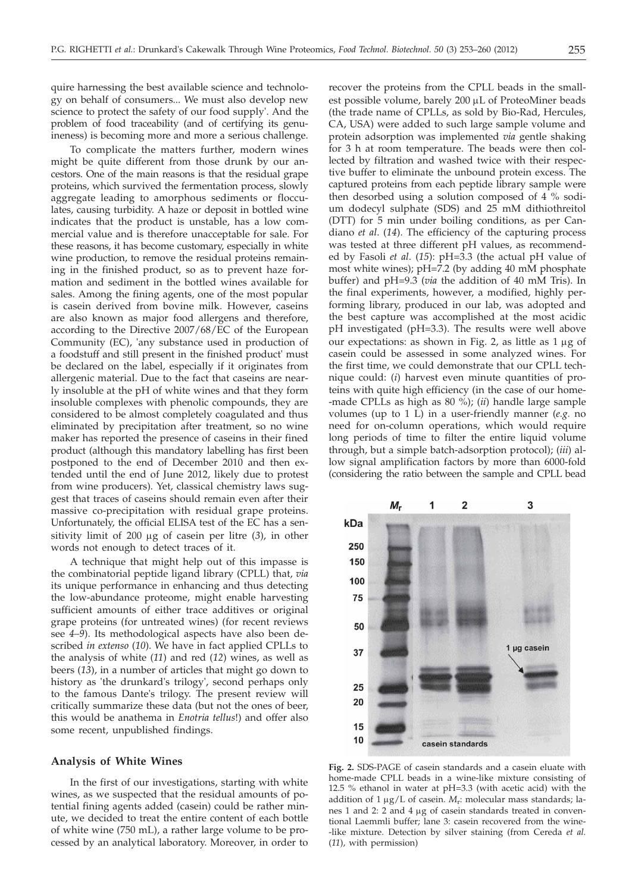quire harnessing the best available science and technology on behalf of consumers... We must also develop new science to protect the safety of our food supply'. And the problem of food traceability (and of certifying its genuineness) is becoming more and more a serious challenge.

To complicate the matters further, modern wines might be quite different from those drunk by our ancestors. One of the main reasons is that the residual grape proteins, which survived the fermentation process, slowly aggregate leading to amorphous sediments or flocculates, causing turbidity. A haze or deposit in bottled wine indicates that the product is unstable, has a low commercial value and is therefore unacceptable for sale. For these reasons, it has become customary, especially in white wine production, to remove the residual proteins remaining in the finished product, so as to prevent haze formation and sediment in the bottled wines available for sales. Among the fining agents, one of the most popular is casein derived from bovine milk. However, caseins are also known as major food allergens and therefore, according to the Directive 2007/68/EC of the European Community (EC), 'any substance used in production of a foodstuff and still present in the finished product' must be declared on the label, especially if it originates from allergenic material. Due to the fact that caseins are nearly insoluble at the pH of white wines and that they form insoluble complexes with phenolic compounds, they are considered to be almost completely coagulated and thus eliminated by precipitation after treatment, so no wine maker has reported the presence of caseins in their fined product (although this mandatory labelling has first been postponed to the end of December 2010 and then extended until the end of June 2012, likely due to protest from wine producers). Yet, classical chemistry laws suggest that traces of caseins should remain even after their massive co-precipitation with residual grape proteins. Unfortunately, the official ELISA test of the EC has a sensitivity limit of 200 μg of casein per litre (*3*), in other words not enough to detect traces of it.

A technique that might help out of this impasse is the combinatorial peptide ligand library (CPLL) that, *via* its unique performance in enhancing and thus detecting the low-abundance proteome, might enable harvesting sufficient amounts of either trace additives or original grape proteins (for untreated wines) (for recent reviews see *4–9*). Its methodological aspects have also been described *in extenso* (*10*). We have in fact applied CPLLs to the analysis of white (*11*) and red (*12*) wines, as well as beers (*13*), in a number of articles that might go down to history as 'the drunkard's trilogy', second perhaps only to the famous Dante's trilogy. The present review will critically summarize these data (but not the ones of beer, this would be anathema in *Enotria tellus*!) and offer also some recent, unpublished findings.

## Analysis of White Wines

In the first of our investigations, starting with white wines, as we suspected that the residual amounts of potential fining agents added (casein) could be rather minute, we decided to treat the entire content of each bottle of white wine (750 mL), a rather large volume to be processed by an analytical laboratory. Moreover, in order to recover the proteins from the CPLL beads in the smallest possible volume, barely 200 μL of ProteoMiner beads (the trade name of CPLLs, as sold by Bio-Rad, Hercules, CA, USA) were added to such large sample volume and protein adsorption was implemented *via* gentle shaking for 3 h at room temperature. The beads were then collected by filtration and washed twice with their respective buffer to eliminate the unbound protein excess. The captured proteins from each peptide library sample were then desorbed using a solution composed of 4 % sodium dodecyl sulphate (SDS) and 25 mM dithiothreitol (DTT) for 5 min under boiling conditions, as per Candiano *et al*. (*14*). The efficiency of the capturing process was tested at three different pH values, as recommended by Fasoli *et al*. (*15*): pH=3.3 (the actual pH value of most white wines); pH=7.2 (by adding 40 mM phosphate buffer) and pH=9.3 (*via* the addition of 40 mM Tris). In the final experiments, however, a modified, highly performing library, produced in our lab, was adopted and the best capture was accomplished at the most acidic pH investigated (pH=3.3). The results were well above our expectations: as shown in Fig. 2, as little as 1 μg of casein could be assessed in some analyzed wines. For the first time, we could demonstrate that our CPLL technique could: (*i*) harvest even minute quantities of proteins with quite high efficiency (in the case of our home-made CPLLs as high as 80 %); (*ii*) handle large sample volumes (up to 1 L) in a user-friendly manner (*e.g.* no need for on-column operations, which would require long periods of time to filter the entire liquid volume through, but a simple batch-adsorption protocol); (*iii*) allow signal amplification factors by more than 6000-fold (considering the ratio between the sample and CPLL bead

**Fig. 2.** SDS-PAGE of casein standards and a casein eluate with home-made CPLL beads in a wine-like mixture consisting of 12.5 % ethanol in water at pH=3.3 (with acetic acid) with the addition of 1 μg/L of casein. $M_r$: molecular mass standards; lanes 1 and 2: 2 and 4 μg of casein standards treated in conventional Laemmli buffer; lane 3: casein recovered from the wine-like mixture. Detection by silver staining (from Cereda *et al.* (*11*), with permission)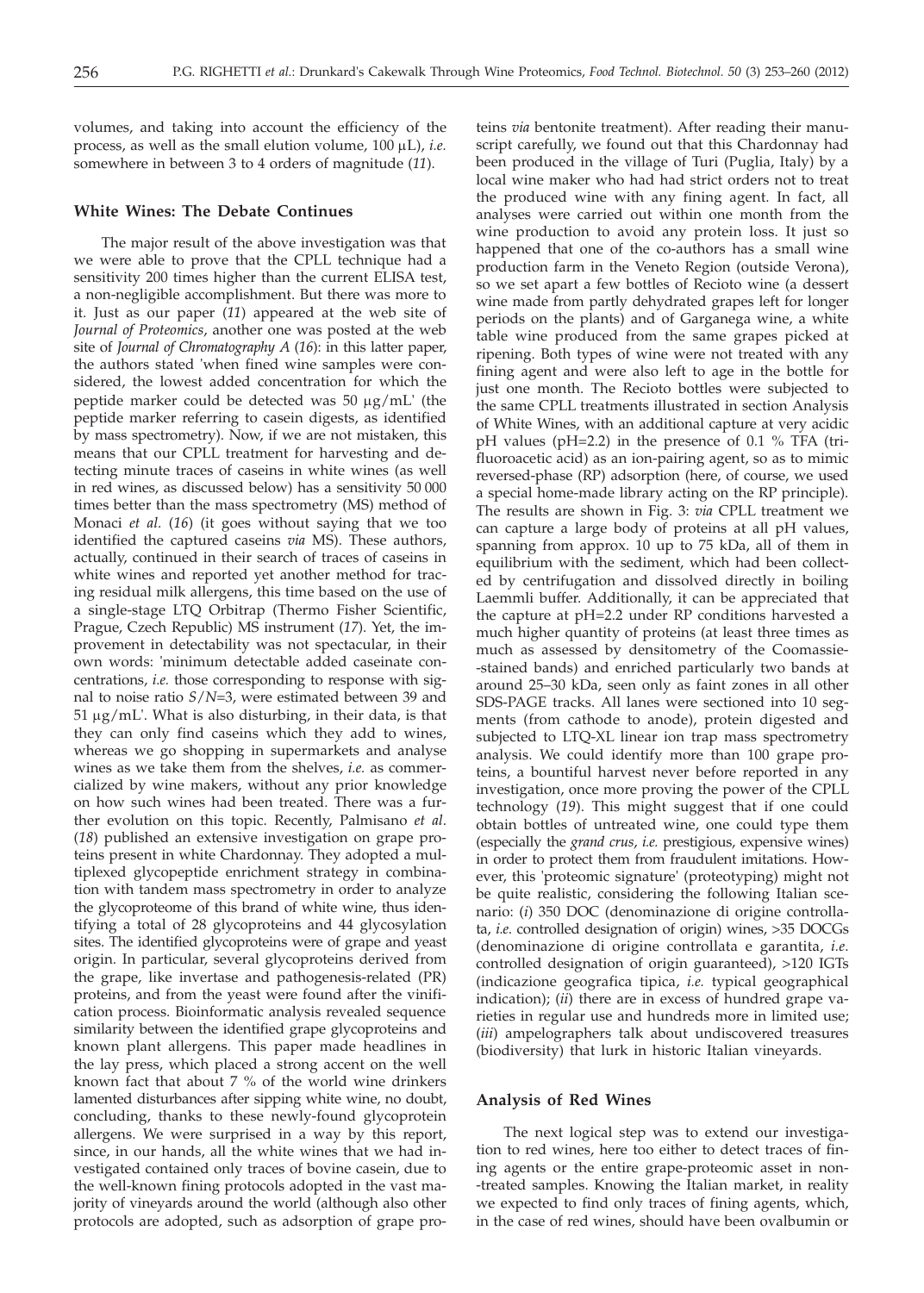volumes, and taking into account the efficiency of the process, as well as the small elution volume, 100 µL), *i.e.* somewhere in between 3 to 4 orders of magnitude (*11*).

## White Wines: The Debate Continues

The major result of the above investigation was that we were able to prove that the CPLL technique had a sensitivity 200 times higher than the current ELISA test, a non-negligible accomplishment. But there was more to it. Just as our paper (*11*) appeared at the web site of *Journal of Proteomics*, another one was posted at the web site of *Journal of Chromatography A* (*16*): in this latter paper, the authors stated 'when fined wine samples were considered, the lowest added concentration for which the peptide marker could be detected was 50 µg/mL' (the peptide marker referring to casein digests, as identified by mass spectrometry). Now, if we are not mistaken, this means that our CPLL treatment for harvesting and detecting minute traces of caseins in white wines (as well in red wines, as discussed below) has a sensitivity 50 000 times better than the mass spectrometry (MS) method of Monaci *et al.* (*16*) (it goes without saying that we too identified the captured caseins *via* MS). These authors, actually, continued in their search of traces of caseins in white wines and reported yet another method for tracing residual milk allergens, this time based on the use of a single-stage LTQ Orbitrap (Thermo Fisher Scientific, Prague, Czech Republic) MS instrument (*17*). Yet, the improvement in detectability was not spectacular, in their own words: 'minimum detectable added caseinate concentrations, *i.e.* those corresponding to response with signal to noise ratio $S/N$=3, were estimated between 39 and 51 µg/mL'. What is also disturbing, in their data, is that they can only find caseins which they add to wines, whereas we go shopping in supermarkets and analyse wines as we take them from the shelves, *i.e.* as commercialized by wine makers, without any prior knowledge on how such wines had been treated. There was a further evolution on this topic. Recently, Palmisano *et al.* (*18*) published an extensive investigation on grape proteins present in white Chardonnay. They adopted a multiplexed glycopeptide enrichment strategy in combination with tandem mass spectrometry in order to analyze the glycoproteome of this brand of white wine, thus identifying a total of 28 glycoproteins and 44 glycosylation sites. The identified glycoproteins were of grape and yeast origin. In particular, several glycoproteins derived from the grape, like invertase and pathogenesis-related (PR) proteins, and from the yeast were found after the vinification process. Bioinformatic analysis revealed sequence similarity between the identified grape glycoproteins and known plant allergens. This paper made headlines in the lay press, which placed a strong accent on the well known fact that about 7 % of the world wine drinkers lamented disturbances after sipping white wine, no doubt, concluding, thanks to these newly-found glycoprotein allergens. We were surprised in a way by this report, since, in our hands, all the white wines that we had investigated contained only traces of bovine casein, due to the well-known fining protocols adopted in the vast majority of vineyards around the world (although also other protocols are adopted, such as adsorption of grape proteins *via* bentonite treatment). After reading their manuscript carefully, we found out that this Chardonnay had been produced in the village of Turi (Puglia, Italy) by a local wine maker who had had strict orders not to treat the produced wine with any fining agent. In fact, all analyses were carried out within one month from the wine production to avoid any protein loss. It just so happened that one of the co-authors has a small wine production farm in the Veneto Region (outside Verona), so we set apart a few bottles of Recioto wine (a dessert wine made from partly dehydrated grapes left for longer periods on the plants) and of Garganega wine, a white table wine produced from the same grapes picked at ripening. Both types of wine were not treated with any fining agent and were also left to age in the bottle for just one month. The Recioto bottles were subjected to the same CPLL treatments illustrated in section Analysis of White Wines, with an additional capture at very acidic pH values (pH=2.2) in the presence of 0.1 % TFA (trifluoroacetic acid) as an ion-pairing agent, so as to mimic reversed-phase (RP) adsorption (here, of course, we used a special home-made library acting on the RP principle). The results are shown in Fig. 3: *via* CPLL treatment we can capture a large body of proteins at all pH values, spanning from approx. 10 up to 75 kDa, all of them in equilibrium with the sediment, which had been collected by centrifugation and dissolved directly in boiling Laemmli buffer. Additionally, it can be appreciated that the capture at pH=2.2 under RP conditions harvested a much higher quantity of proteins (at least three times as much as assessed by densitometry of the Coomassie-stained bands) and enriched particularly two bands at around 25–30 kDa, seen only as faint zones in all other SDS-PAGE tracks. All lanes were sectioned into 10 segments (from cathode to anode), protein digested and subjected to LTQ-XL linear ion trap mass spectrometry analysis. We could identify more than 100 grape proteins, a bountiful harvest never before reported in any investigation, once more proving the power of the CPLL technology (*19*). This might suggest that if one could obtain bottles of untreated wine, one could type them (especially the *grand crus*, *i.e.* prestigious, expensive wines) in order to protect them from fraudulent imitations. However, this 'proteomic signature' (proteotyping) might not be quite realistic, considering the following Italian scenario: (*i*) 350 DOC (denominazione di origine controllata, *i.e.* controlled designation of origin) wines, >35 DOCGs (denominazione di origine controllata e garantita, *i.e.* controlled designation of origin guaranteed), >120 IGTs (indicazione geografica tipica, *i.e.* typical geographical indication); (*ii*) there are in excess of hundred grape varieties in regular use and hundreds more in limited use; (*iii*) ampelographers talk about undiscovered treasures (biodiversity) that lurk in historic Italian vineyards.

## Analysis of Red Wines

The next logical step was to extend our investigation to red wines, here too either to detect traces of fining agents or the entire grape-proteomic asset in non-treated samples. Knowing the Italian market, in reality we expected to find only traces of fining agents, which, in the case of red wines, should have been ovalbumin or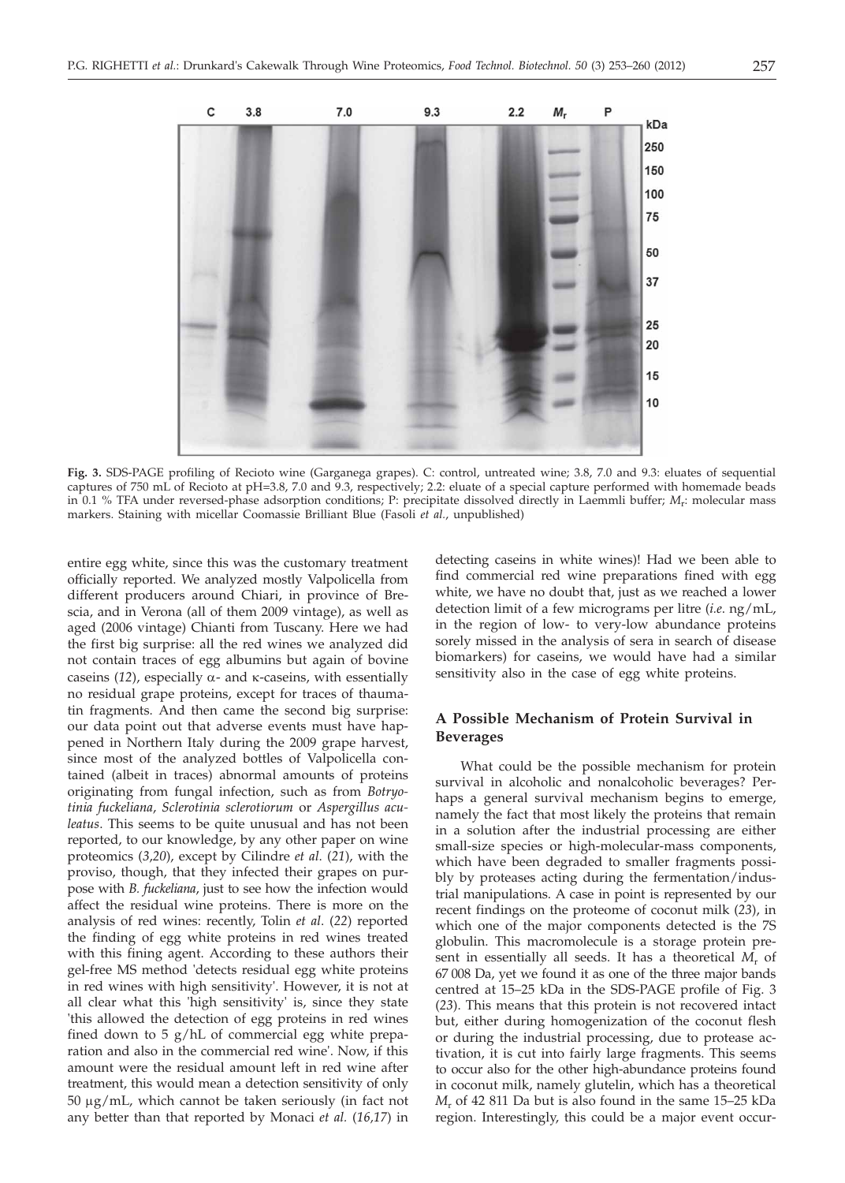**Fig. 3.** SDS-PAGE profiling of Recioto wine (Garganega grapes). C: control, untreated wine; 3.8, 7.0 and 9.3: eluates of sequential captures of 750 mL of Recioto at pH=3.8, 7.0 and 9.3, respectively; 2.2: eluate of a special capture performed with homemade beads in 0.1 % TFA under reversed-phase adsorption conditions; P: precipitate dissolved directly in Laemmli buffer; $M_r$: molecular mass markers. Staining with micellar Coomassie Brilliant Blue (Fasoli *et al.*, unpublished)

entire egg white, since this was the customary treatment officially reported. We analyzed mostly Valpolicella from different producers around Chiari, in province of Brescia, and in Verona (all of them 2009 vintage), as well as aged (2006 vintage) Chianti from Tuscany. Here we had the first big surprise: all the red wines we analyzed did not contain traces of egg albumins but again of bovine caseins (*12*), especially α- and κ-caseins, with essentially no residual grape proteins, except for traces of thaumatin fragments. And then came the second big surprise: our data point out that adverse events must have happened in Northern Italy during the 2009 grape harvest, since most of the analyzed bottles of Valpolicella contained (albeit in traces) abnormal amounts of proteins originating from fungal infection, such as from *Botryotinia fuckeliana*, *Sclerotinia sclerotiorum* or *Aspergillus aculeatus*. This seems to be quite unusual and has not been reported, to our knowledge, by any other paper on wine proteomics (*3*,*20*), except by Cilindre *et al.* (*21*), with the proviso, though, that they infected their grapes on purpose with *B. fuckeliana*, just to see how the infection would affect the residual wine proteins. There is more on the analysis of red wines: recently, Tolin *et al.* (*22*) reported the finding of egg white proteins in red wines treated with this fining agent. According to these authors their gel-free MS method 'detects residual egg white proteins in red wines with high sensitivity'. However, it is not at all clear what this 'high sensitivity' is, since they state 'this allowed the detection of egg proteins in red wines fined down to 5 g/hL of commercial egg white preparation and also in the commercial red wine'. Now, if this amount were the residual amount left in red wine after treatment, this would mean a detection sensitivity of only 50 μg/mL, which cannot be taken seriously (in fact not any better than that reported by Monaci *et al.* (*16*,*17*) in detecting caseins in white wines)! Had we been able to find commercial red wine preparations fined with egg white, we have no doubt that, just as we reached a lower detection limit of a few micrograms per litre (*i.e.* ng/mL, in the region of low- to very-low abundance proteins sorely missed in the analysis of sera in search of disease biomarkers) for caseins, we would have had a similar sensitivity also in the case of egg white proteins.

## A Possible Mechanism of Protein Survival in Beverages

What could be the possible mechanism for protein survival in alcoholic and nonalcoholic beverages? Perhaps a general survival mechanism begins to emerge, namely the fact that most likely the proteins that remain in a solution after the industrial processing are either small-size species or high-molecular-mass components, which have been degraded to smaller fragments possibly by proteases acting during the fermentation/industrial manipulations. A case in point is represented by our recent findings on the proteome of coconut milk (*23*), in which one of the major components detected is the 7S globulin. This macromolecule is a storage protein present in essentially all seeds. It has a theoretical $M_r$ of 67 008 Da, yet we found it as one of the three major bands centred at 15–25 kDa in the SDS-PAGE profile of Fig. 3 (*23*). This means that this protein is not recovered intact but, either during homogenization of the coconut flesh or during the industrial processing, due to protease activation, it is cut into fairly large fragments. This seems to occur also for the other high-abundance proteins found in coconut milk, namely glutelin, which has a theoretical $M_r$ of 42 811 Da but is also found in the same 15–25 kDa region. Interestingly, this could be a major event occur-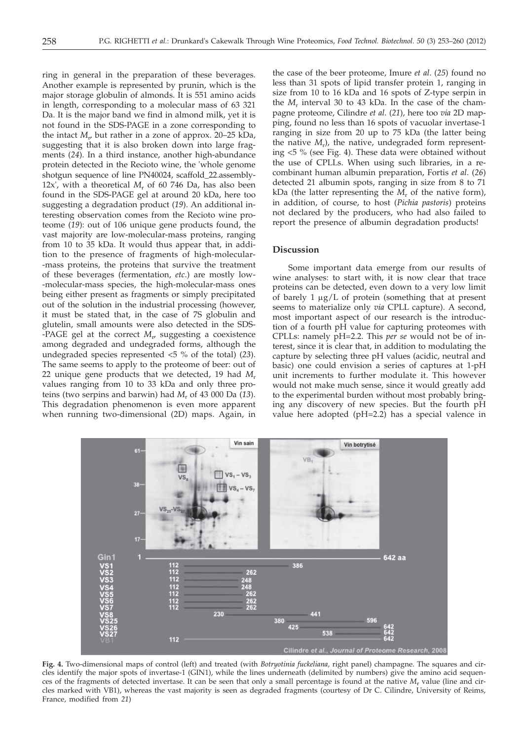ring in general in the preparation of these beverages. Another example is represented by prunin, which is the major storage globulin of almonds. It is 551 amino acids in length, corresponding to a molecular mass of 63 321 Da. It is the major band we find in almond milk, yet it is not found in the SDS-PAGE in a zone corresponding to the intact $M_r$, but rather in a zone of approx. 20–25 kDa, suggesting that it is also broken down into large fragments (*24*). In a third instance, another high-abundance protein detected in the Recioto wine, the 'whole genome shotgun sequence of line PN40024, scaffold_22.assembly-12x', with a theoretical $M_r$ of 60 746 Da, has also been found in the SDS-PAGE gel at around 20 kDa, here too suggesting a degradation product (*19*). An additional interesting observation comes from the Recioto wine proteome (*19*): out of 106 unique gene products found, the vast majority are low-molecular-mass proteins, ranging from 10 to 35 kDa. It would thus appear that, in addition to the presence of fragments of high-molecular-mass proteins, the proteins that survive the treatment of these beverages (fermentation, *etc.*) are mostly low-molecular-mass species, the high-molecular-mass ones being either present as fragments or simply precipitated out of the solution in the industrial processing (however, it must be stated that, in the case of 7S globulin and glutelin, small amounts were also detected in the SDS-PAGE gel at the correct $M_r$, suggesting a coexistence among degraded and undegraded forms, although the undegraded species represented <5 % of the total) (*23*). The same seems to apply to the proteome of beer: out of 22 unique gene products that we detected, 19 had $M_r$ values ranging from 10 to 33 kDa and only three proteins (two serpins and barwin) had $M_r$ of 43 000 Da (*13*). This degradation phenomenon is even more apparent when running two-dimensional (2D) maps. Again, in the case of the beer proteome, Imure *et al.* (*25*) found no less than 31 spots of lipid transfer protein 1, ranging in size from 10 to 16 kDa and 16 spots of Z-type serpin in the $M_r$ interval 30 to 43 kDa. In the case of the champagne proteome, Cilindre *et al.* (*21*), here too *via* 2D mapping, found no less than 16 spots of vacuolar invertase-1 ranging in size from 20 up to 75 kDa (the latter being the native $M_r$), the native, undegraded form representing <5 % (see Fig. 4). These data were obtained without the use of CPLLs. When using such libraries, in a recombinant human albumin preparation, Fortis *et al.* (*26*) detected 21 albumin spots, ranging in size from 8 to 71 kDa (the latter representing the $M_r$ of the native form), in addition, of course, to host (*Pichia pastoris*) proteins not declared by the producers, who had also failed to report the presence of albumin degradation products!

## Discussion

Some important data emerge from our results of wine analyses: to start with, it is now clear that trace proteins can be detected, even down to a very low limit of barely 1 μg/L of protein (something that at present seems to materialize only *via* CPLL capture). A second, most important aspect of our research is the introduction of a fourth pH value for capturing proteomes with CPLLs: namely pH=2.2. This *per se* would not be of interest, since it is clear that, in addition to modulating the capture by selecting three pH values (acidic, neutral and basic) one could envision a series of captures at 1-pH unit increments to further modulate it. This however would not make much sense, since it would greatly add to the experimental burden without most probably bringing any discovery of new species. But the fourth pH value here adopted (pH=2.2) has a special valence in

**Fig. 4.** Two-dimensional maps of control (left) and treated (with *Botryotinia fuckeliana*, right panel) champagne. The squares and circles identify the major spots of invertase-1 (GIN1), while the lines underneath (delimited by numbers) give the amino acid sequences of the fragments of detected invertase. It can be seen that only a small percentage is found at the native $M_r$ value (line and circles marked with VB1), whereas the vast majority is seen as degraded fragments (courtesy of Dr C. Cilindre, University of Reims, France, modified from *21*)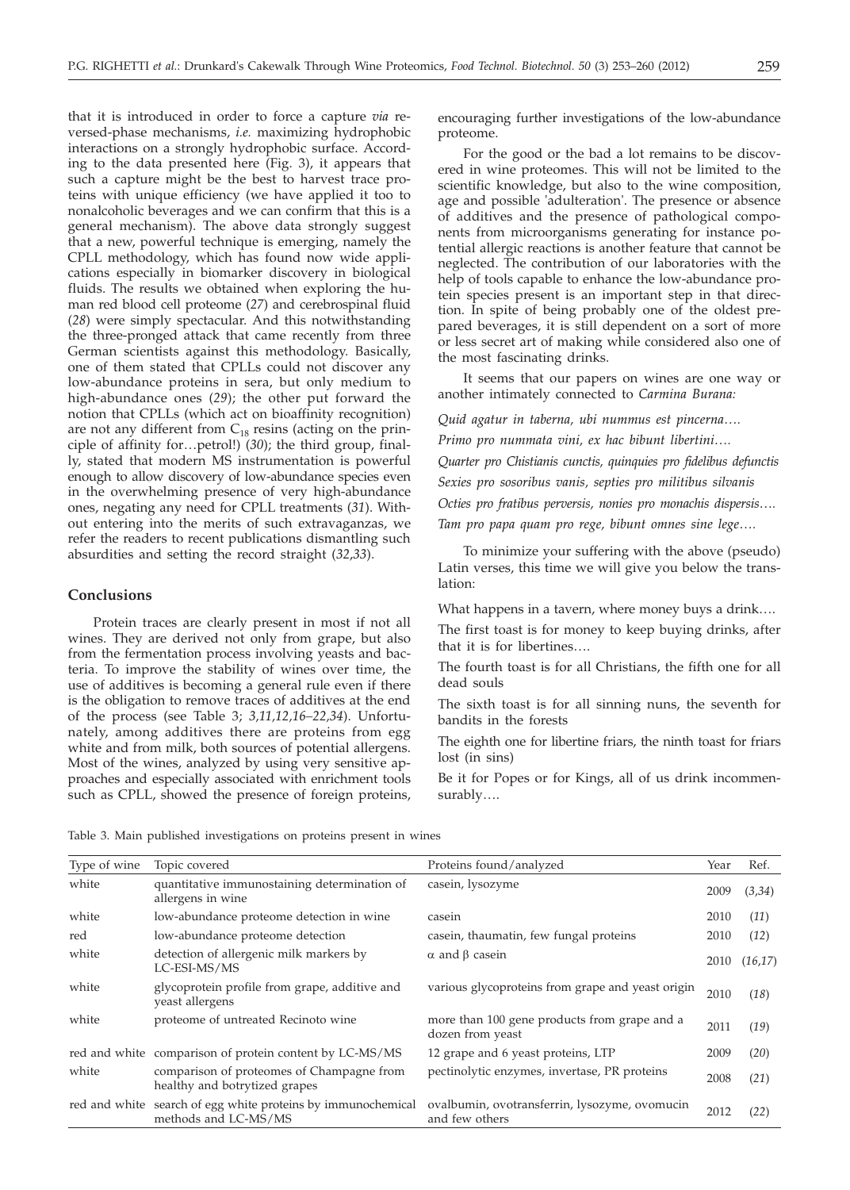that it is introduced in order to force a capture *via* reversed-phase mechanisms, *i.e.* maximizing hydrophobic interactions on a strongly hydrophobic surface. According to the data presented here (Fig. 3), it appears that such a capture might be the best to harvest trace proteins with unique efficiency (we have applied it too to nonalcoholic beverages and we can confirm that this is a general mechanism). The above data strongly suggest that a new, powerful technique is emerging, namely the CPLL methodology, which has found now wide applications especially in biomarker discovery in biological fluids. The results we obtained when exploring the human red blood cell proteome (*27*) and cerebrospinal fluid (*28*) were simply spectacular. And this notwithstanding the three-pronged attack that came recently from three German scientists against this methodology. Basically, one of them stated that CPLLs could not discover any low-abundance proteins in sera, but only medium to high-abundance ones (*29*); the other put forward the notion that CPLLs (which act on bioaffinity recognition) are not any different from $C_{18}$ resins (acting on the principle of affinity for…petrol!) (*30*); the third group, finally, stated that modern MS instrumentation is powerful enough to allow discovery of low-abundance species even in the overwhelming presence of very high-abundance ones, negating any need for CPLL treatments (*31*). Without entering into the merits of such extravaganzas, we refer the readers to recent publications dismantling such absurdities and setting the record straight (*32,33*).

## Conclusions

Protein traces are clearly present in most if not all wines. They are derived not only from grape, but also from the fermentation process involving yeasts and bacteria. To improve the stability of wines over time, the use of additives is becoming a general rule even if there is the obligation to remove traces of additives at the end of the process (see Table 3; *3,11,12,16–22,34*). Unfortunately, among additives there are proteins from egg white and from milk, both sources of potential allergens. Most of the wines, analyzed by using very sensitive approaches and especially associated with enrichment tools such as CPLL, showed the presence of foreign proteins, encouraging further investigations of the low-abundance proteome.

For the good or the bad a lot remains to be discovered in wine proteomes. This will not be limited to the scientific knowledge, but also to the wine composition, age and possible 'adulteration'. The presence or absence of additives and the presence of pathological components from microorganisms generating for instance potential allergic reactions is another feature that cannot be neglected. The contribution of our laboratories with the help of tools capable to enhance the low-abundance protein species present is an important step in that direction. In spite of being probably one of the oldest prepared beverages, it is still dependent on a sort of more or less secret art of making while considered also one of the most fascinating drinks.

It seems that our papers on wines are one way or another intimately connected to *Carmina Burana:*

*Quid agatur in taberna, ubi nummus est pincerna….*

*Primo pro nummata vini, ex hac bibunt libertini….*

*Quarter pro Chistianis cunctis, quinquies pro fidelibus defunctis*

*Sexies pro sosoribus vanis, septies pro militibus silvanis*

*Octies pro fratibus perversis, nonies pro monachis dispersis….*

*Tam pro papa quam pro rege, bibunt omnes sine lege….*

To minimize your suffering with the above (pseudo) Latin verses, this time we will give you below the translation:

What happens in a tavern, where money buys a drink….

The first toast is for money to keep buying drinks, after that it is for libertines….

The fourth toast is for all Christians, the fifth one for all dead souls

The sixth toast is for all sinning nuns, the seventh for bandits in the forests

The eighth one for libertine friars, the ninth toast for friars lost (in sins)

Be it for Popes or for Kings, all of us drink incommensurably….

Table 3. Main published investigations on proteins present in wines

| Type of wine | Topic covered | Proteins found/analyzed | Year | Ref. |
|---|---|---|---|---|
| white | quantitative immunostaining determination of allergens in wine | casein, lysozyme | 2009 | (*3,34*) |
| white | low-abundance proteome detection in wine | casein | 2010 | (*11*) |
| red | low-abundance proteome detection | casein, thaumatin, few fungal proteins | 2010 | (*12*) |
| white | detection of allergenic milk markers by LC-ESI-MS/MS | α and β casein | 2010 | (*16,17*) |
| white | glycoprotein profile from grape, additive and yeast allergens | various glycoproteins from grape and yeast origin | 2010 | (*18*) |
| white | proteome of untreated Recinoto wine | more than 100 gene products from grape and a dozen from yeast | 2011 | (*19*) |
| red and white | comparison of protein content by LC-MS/MS | 12 grape and 6 yeast proteins, LTP | 2009 | (*20*) |
| white | comparison of proteomes of Champagne from healthy and botrytized grapes | pectinolytic enzymes, invertase, PR proteins | 2008 | (*21*) |
| red and white | search of egg white proteins by immunochemical methods and LC-MS/MS | ovalbumin, ovotransferrin, lysozyme, ovomucin and few others | 2012 | (*22*) |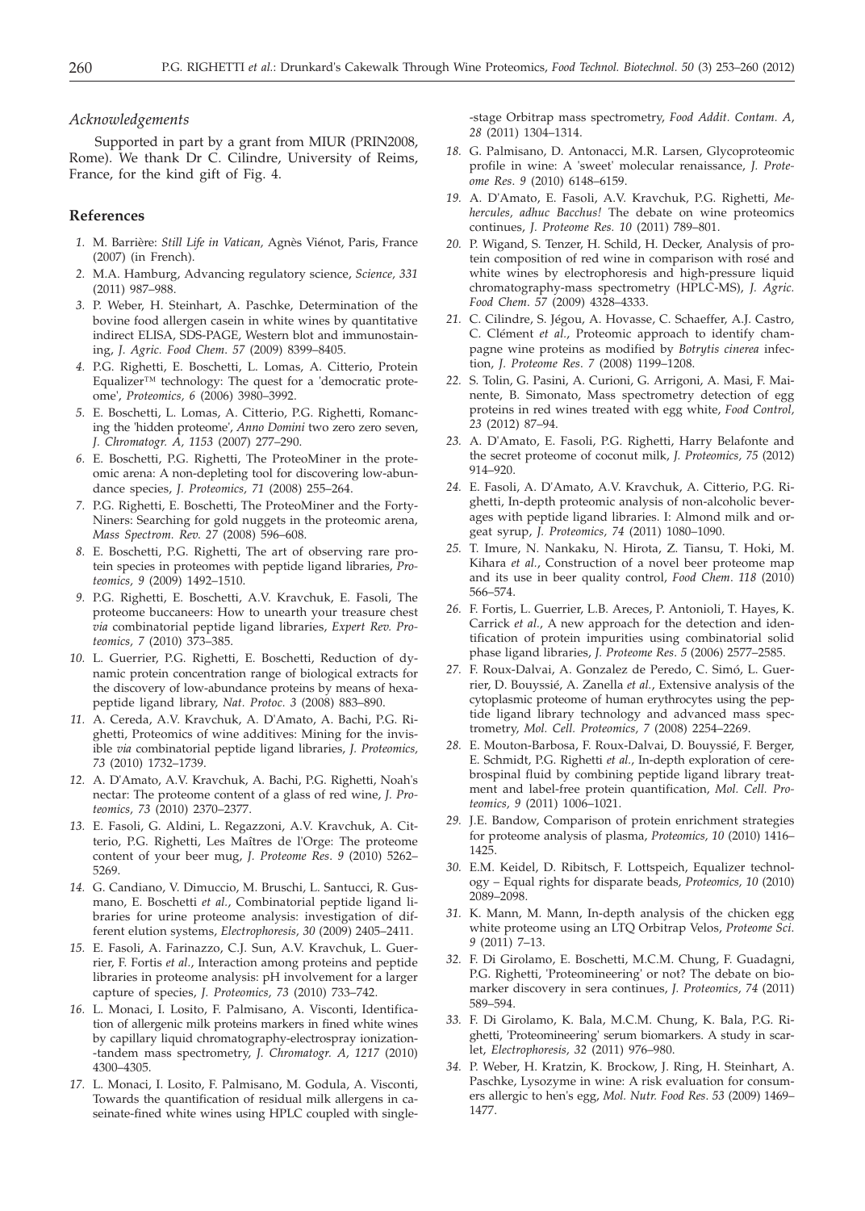## Acknowledgements

Supported in part by a grant from MIUR (PRIN2008, Rome). We thank Dr C. Cilindre, University of Reims, France, for the kind gift of Fig. 4.

## References

1. M. Barrière: *Still Life in Vatican*, Agnès Viénot, Paris, France (2007) (in French).
2. M.A. Hamburg, Advancing regulatory science, *Science, 331* (2011) 987–988.
3. P. Weber, H. Steinhart, A. Paschke, Determination of the bovine food allergen casein in white wines by quantitative indirect ELISA, SDS-PAGE, Western blot and immunostaining, *J. Agric. Food Chem. 57* (2009) 8399–8405.
4. P.G. Righetti, E. Boschetti, L. Lomas, A. Citterio, Protein Equalizer™ technology: The quest for a 'democratic proteome', *Proteomics, 6* (2006) 3980–3992.
5. E. Boschetti, L. Lomas, A. Citterio, P.G. Righetti, Romancing the 'hidden proteome', *Anno Domini* two zero zero seven, *J. Chromatogr. A, 1153* (2007) 277–290.
6. E. Boschetti, P.G. Righetti, The ProteoMiner in the proteomic arena: A non-depleting tool for discovering low-abundance species, *J. Proteomics, 71* (2008) 255–264.
7. P.G. Righetti, E. Boschetti, The ProteoMiner and the Forty-Niners: Searching for gold nuggets in the proteomic arena, *Mass Spectrom. Rev. 27* (2008) 596–608.
8. E. Boschetti, P.G. Righetti, The art of observing rare protein species in proteomes with peptide ligand libraries, *Proteomics, 9* (2009) 1492–1510.
9. P.G. Righetti, E. Boschetti, A.V. Kravchuk, E. Fasoli, The proteome buccaneers: How to unearth your treasure chest *via* combinatorial peptide ligand libraries, *Expert Rev. Proteomics, 7* (2010) 373–385.
10. L. Guerrier, P.G. Righetti, E. Boschetti, Reduction of dynamic protein concentration range of biological extracts for the discovery of low-abundance proteins by means of hexapeptide ligand library, *Nat. Protoc. 3* (2008) 883–890.
11. A. Cereda, A.V. Kravchuk, A. D'Amato, A. Bachi, P.G. Righetti, Proteomics of wine additives: Mining for the invisible *via* combinatorial peptide ligand libraries, *J. Proteomics, 73* (2010) 1732–1739.
12. A. D'Amato, A.V. Kravchuk, A. Bachi, P.G. Righetti, Noah's nectar: The proteome content of a glass of red wine, *J. Proteomics, 73* (2010) 2370–2377.
13. E. Fasoli, G. Aldini, L. Regazzoni, A.V. Kravchuk, A. Citterio, P.G. Righetti, Les Maîtres de l'Orge: The proteome content of your beer mug, *J. Proteome Res. 9* (2010) 5262–5269.
14. G. Candiano, V. Dimuccio, M. Bruschi, L. Santucci, R. Gusmano, E. Boschetti *et al.*, Combinatorial peptide ligand libraries for urine proteome analysis: investigation of different elution systems, *Electrophoresis, 30* (2009) 2405–2411.
15. E. Fasoli, A. Farinazzo, C.J. Sun, A.V. Kravchuk, L. Guerrier, F. Fortis *et al.*, Interaction among proteins and peptide libraries in proteome analysis: pH involvement for a larger capture of species, *J. Proteomics, 73* (2010) 733–742.
16. L. Monaci, I. Losito, F. Palmisano, A. Visconti, Identification of allergenic milk proteins markers in fined white wines by capillary liquid chromatography-electrospray ionization-tandem mass spectrometry, *J. Chromatogr. A, 1217* (2010) 4300–4305.
17. L. Monaci, I. Losito, F. Palmisano, M. Godula, A. Visconti, Towards the quantification of residual milk allergens in caseinate-fined white wines using HPLC coupled with single-stage Orbitrap mass spectrometry, *Food Addit. Contam. A, 28* (2011) 1304–1314.
18. G. Palmisano, D. Antonacci, M.R. Larsen, Glycoproteomic profile in wine: A 'sweet' molecular renaissance, *J. Proteome Res. 9* (2010) 6148–6159.
19. A. D'Amato, E. Fasoli, A.V. Kravchuk, P.G. Righetti, *Mehercules, adhuc Bacchus!* The debate on wine proteomics continues, *J. Proteome Res. 10* (2011) 789–801.
20. P. Wigand, S. Tenzer, H. Schild, H. Decker, Analysis of protein composition of red wine in comparison with rosé and white wines by electrophoresis and high-pressure liquid chromatography-mass spectrometry (HPLC-MS), *J. Agric. Food Chem. 57* (2009) 4328–4333.
21. C. Cilindre, S. Jégou, A. Hovasse, C. Schaeffer, A.J. Castro, C. Clément *et al.*, Proteomic approach to identify champagne wine proteins as modified by *Botrytis cinerea* infection, *J. Proteome Res. 7* (2008) 1199–1208.
22. S. Tolin, G. Pasini, A. Curioni, G. Arrigoni, A. Masi, F. Mainente, B. Simonato, Mass spectrometry detection of egg proteins in red wines treated with egg white, *Food Control, 23* (2012) 87–94.
23. A. D'Amato, E. Fasoli, P.G. Righetti, Harry Belafonte and the secret proteome of coconut milk, *J. Proteomics, 75* (2012) 914–920.
24. E. Fasoli, A. D'Amato, A.V. Kravchuk, A. Citterio, P.G. Righetti, In-depth proteomic analysis of non-alcoholic beverages with peptide ligand libraries. I: Almond milk and orgeat syrup, *J. Proteomics, 74* (2011) 1080–1090.
25. T. Imure, N. Nankaku, N. Hirota, Z. Tiansu, T. Hoki, M. Kihara *et al.*, Construction of a novel beer proteome map and its use in beer quality control, *Food Chem. 118* (2010) 566–574.
26. F. Fortis, L. Guerrier, L.B. Areces, P. Antonioli, T. Hayes, K. Carrick *et al.*, A new approach for the detection and identification of protein impurities using combinatorial solid phase ligand libraries, *J. Proteome Res. 5* (2006) 2577–2585.
27. F. Roux-Dalvai, A. Gonzalez de Peredo, C. Simó, L. Guerrier, D. Bouyssié, A. Zanella *et al.*, Extensive analysis of the cytoplasmic proteome of human erythrocytes using the peptide ligand library technology and advanced mass spectrometry, *Mol. Cell. Proteomics, 7* (2008) 2254–2269.
28. E. Mouton-Barbosa, F. Roux-Dalvai, D. Bouyssié, F. Berger, E. Schmidt, P.G. Righetti *et al.*, In-depth exploration of cerebrospinal fluid by combining peptide ligand library treatment and label-free protein quantification, *Mol. Cell. Proteomics, 9* (2011) 1006–1021.
29. J.E. Bandow, Comparison of protein enrichment strategies for proteome analysis of plasma, *Proteomics, 10* (2010) 1416–1425.
30. E.M. Keidel, D. Ribitsch, F. Lottspeich, Equalizer technology – Equal rights for disparate beads, *Proteomics, 10* (2010) 2089–2098.
31. K. Mann, M. Mann, In-depth analysis of the chicken egg white proteome using an LTQ Orbitrap Velos, *Proteome Sci. 9* (2011) 7–13.
32. F. Di Girolamo, E. Boschetti, M.C.M. Chung, F. Guadagni, P.G. Righetti, 'Proteomineering' or not? The debate on biomarker discovery in sera continues, *J. Proteomics, 74* (2011) 589–594.
33. F. Di Girolamo, K. Bala, M.C.M. Chung, K. Bala, P.G. Righetti, 'Proteomineering' serum biomarkers. A study in scarlet, *Electrophoresis, 32* (2011) 976–980.
34. P. Weber, H. Kratzin, K. Brockow, J. Ring, H. Steinhart, A. Paschke, Lysozyme in wine: A risk evaluation for consumers allergic to hen's egg, *Mol. Nutr. Food Res. 53* (2009) 1469–1477.